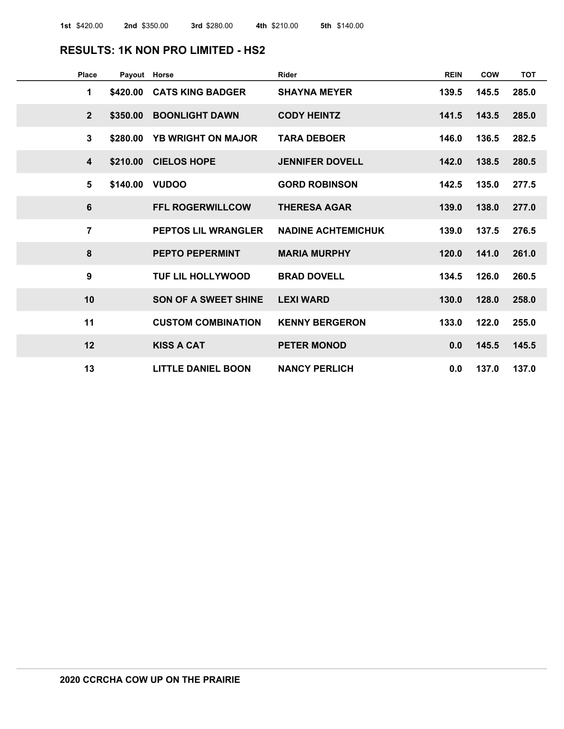**1st** $420.00 **2nd** $350.00 **3rd** $280.00 **4th** $210.00 **5th** $140.00

## RESULTS: 1K NON PRO LIMITED - HS2

| Place | Payout | Horse | Rider | REIN | COW | TOT |
|---|---|---|---|---|---|---|
| 1 | $420.00 | CATS KING BADGER | SHAYNA MEYER | 139.5 | 145.5 | 285.0 |
| 2 | $350.00 | BOONLIGHT DAWN | CODY HEINTZ | 141.5 | 143.5 | 285.0 |
| 3 | $280.00 | YB WRIGHT ON MAJOR | TARA DEBOER | 146.0 | 136.5 | 282.5 |
| 4 | $210.00 | CIELOS HOPE | JENNIFER DOVELL | 142.0 | 138.5 | 280.5 |
| 5 | $140.00 | VUDOO | GORD ROBINSON | 142.5 | 135.0 | 277.5 |
| 6 | | FFL ROGERWILLCOW | THERESA AGAR | 139.0 | 138.0 | 277.0 |
| 7 | | PEPTOS LIL WRANGLER | NADINE ACHTEMICHUK | 139.0 | 137.5 | 276.5 |
| 8 | | PEPTO PEPERMINT | MARIA MURPHY | 120.0 | 141.0 | 261.0 |
| 9 | | TUF LIL HOLLYWOOD | BRAD DOVELL | 134.5 | 126.0 | 260.5 |
| 10 | | SON OF A SWEET SHINE | LEXI WARD | 130.0 | 128.0 | 258.0 |
| 11 | | CUSTOM COMBINATION | KENNY BERGERON | 133.0 | 122.0 | 255.0 |
| 12 | | KISS A CAT | PETER MONOD | 0.0 | 145.5 | 145.5 |
| 13 | | LITTLE DANIEL BOON | NANCY PERLICH | 0.0 | 137.0 | 137.0 |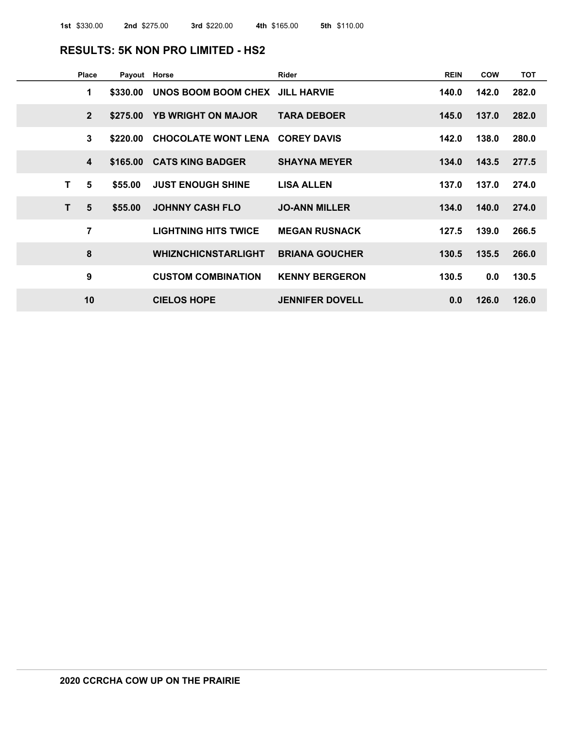**1st** $330.00 **2nd** $275.00 **3rd** $220.00 **4th** $165.00 **5th** $110.00

## RESULTS: 5K NON PRO LIMITED - HS2

| | Place | Payout | Horse | Rider | REIN | COW | TOT |
|---|---|---|---|---|---|---|---|
| | 1 | $330.00 | UNOS BOOM BOOM CHEX | JILL HARVIE | 140.0 | 142.0 | 282.0 |
| | 2 | $275.00 | YB WRIGHT ON MAJOR | TARA DEBOER | 145.0 | 137.0 | 282.0 |
| | 3 | $220.00 | CHOCOLATE WONT LENA | COREY DAVIS | 142.0 | 138.0 | 280.0 |
| | 4 | $165.00 | CATS KING BADGER | SHAYNA MEYER | 134.0 | 143.5 | 277.5 |
| T | 5 | $55.00 | JUST ENOUGH SHINE | LISA ALLEN | 137.0 | 137.0 | 274.0 |
| T | 5 | $55.00 | JOHNNY CASH FLO | JO-ANN MILLER | 134.0 | 140.0 | 274.0 |
| | 7 | | LIGHTNING HITS TWICE | MEGAN RUSNACK | 127.5 | 139.0 | 266.5 |
| | 8 | | WHIZNCHICNSTARLIGHT | BRIANA GOUCHER | 130.5 | 135.5 | 266.0 |
| | 9 | | CUSTOM COMBINATION | KENNY BERGERON | 130.5 | 0.0 | 130.5 |
| | 10 | | CIELOS HOPE | JENNIFER DOVELL | 0.0 | 126.0 | 126.0 |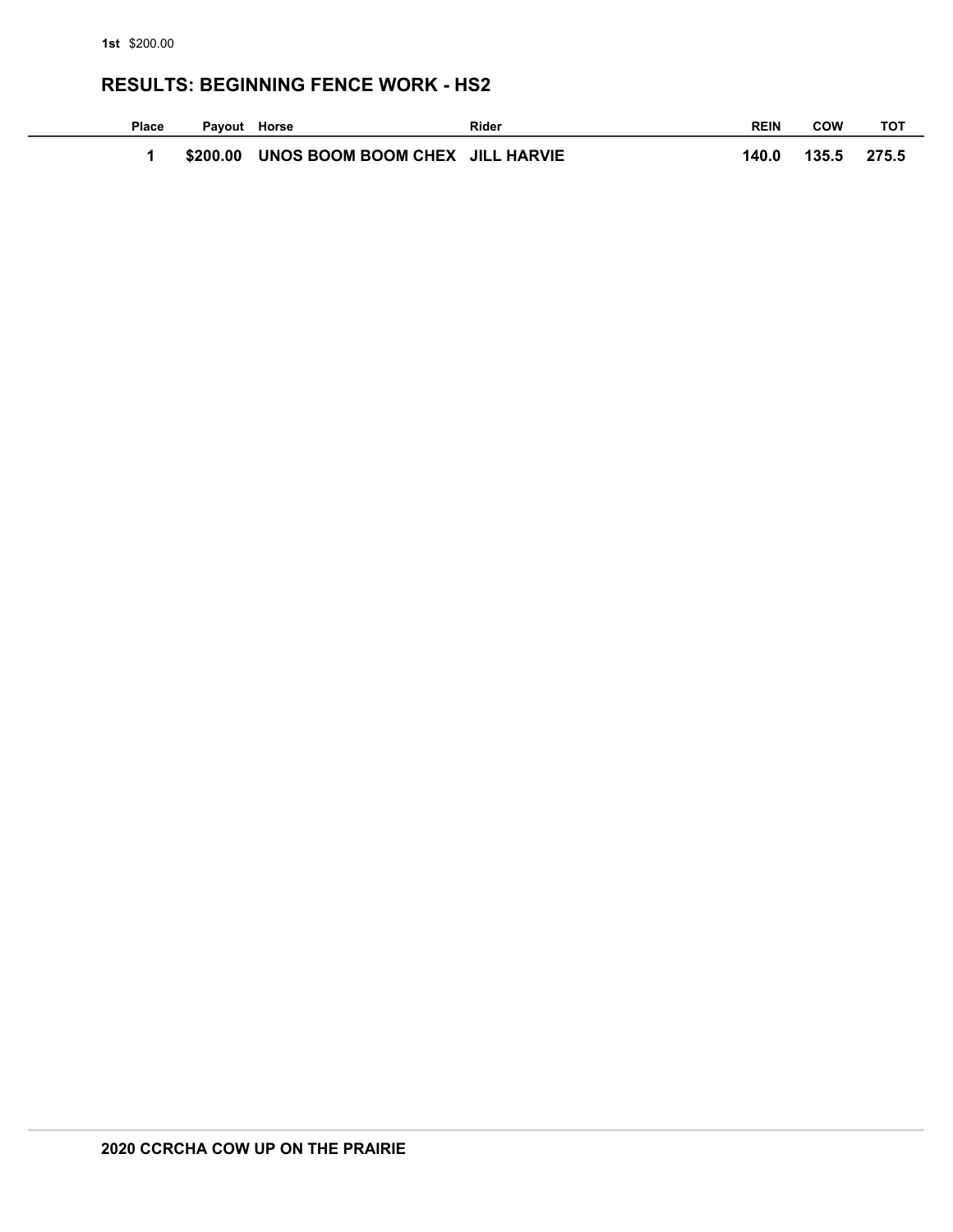**1st** $200.00

## RESULTS: BEGINNING FENCE WORK - HS2

| Place | Payout | Horse | Rider | REIN | COW | TOT |
|---|---|---|---|---|---|---|
| 1 | $200.00 | UNOS BOOM BOOM CHEX | JILL HARVIE | 140.0 | 135.5 | 275.5 |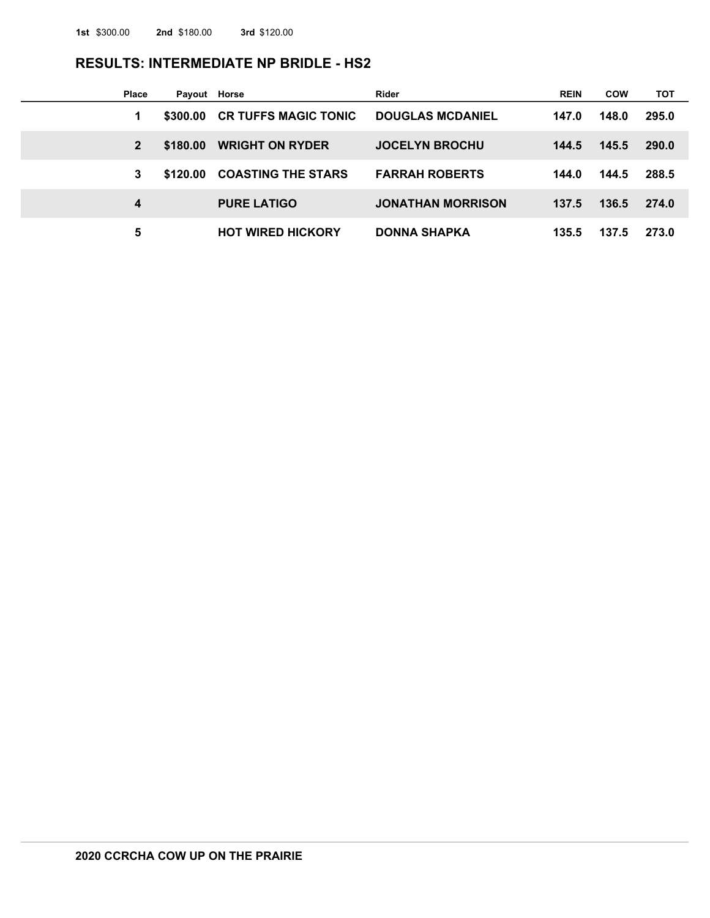**1st** $300.00 **2nd** $180.00 **3rd** $120.00

## RESULTS: INTERMEDIATE NP BRIDLE - HS2

| Place | Payout | Horse | Rider | REIN | COW | TOT |
|---|---|---|---|---|---|---|
| 1 | $300.00 | CR TUFFS MAGIC TONIC | DOUGLAS MCDANIEL | 147.0 | 148.0 | 295.0 |
| 2 | $180.00 | WRIGHT ON RYDER | JOCELYN BROCHU | 144.5 | 145.5 | 290.0 |
| 3 | $120.00 | COASTING THE STARS | FARRAH ROBERTS | 144.0 | 144.5 | 288.5 |
| 4 | | PURE LATIGO | JONATHAN MORRISON | 137.5 | 136.5 | 274.0 |
| 5 | | HOT WIRED HICKORY | DONNA SHAPKA | 135.5 | 137.5 | 273.0 |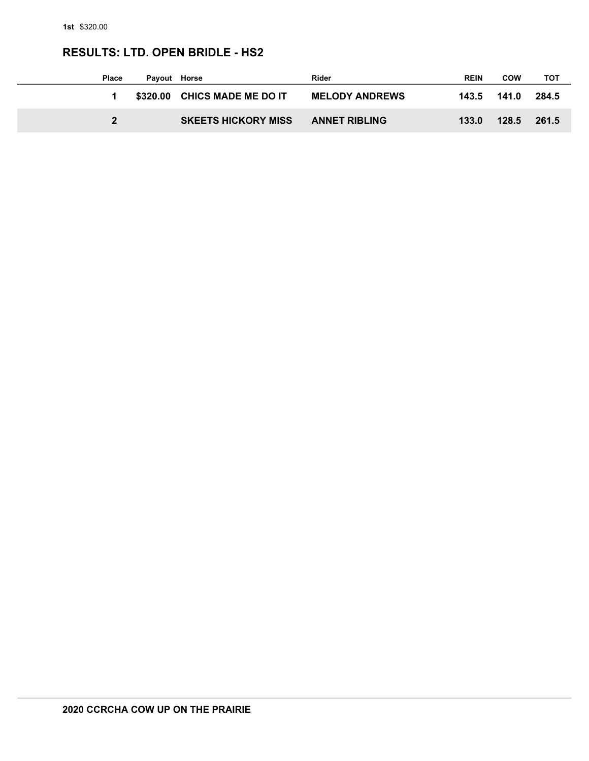**1st** $320.00

## RESULTS: LTD. OPEN BRIDLE - HS2

| Place | Payout | Horse | Rider | REIN | COW | TOT |
|---|---|---|---|---|---|---|
| **1** | **$320.00** | **CHICS MADE ME DO IT** | **MELODY ANDREWS** | **143.5** | **141.0** | **284.5** |
| **2** | | **SKEETS HICKORY MISS** | **ANNET RIBLING** | **133.0** | **128.5** | **261.5** |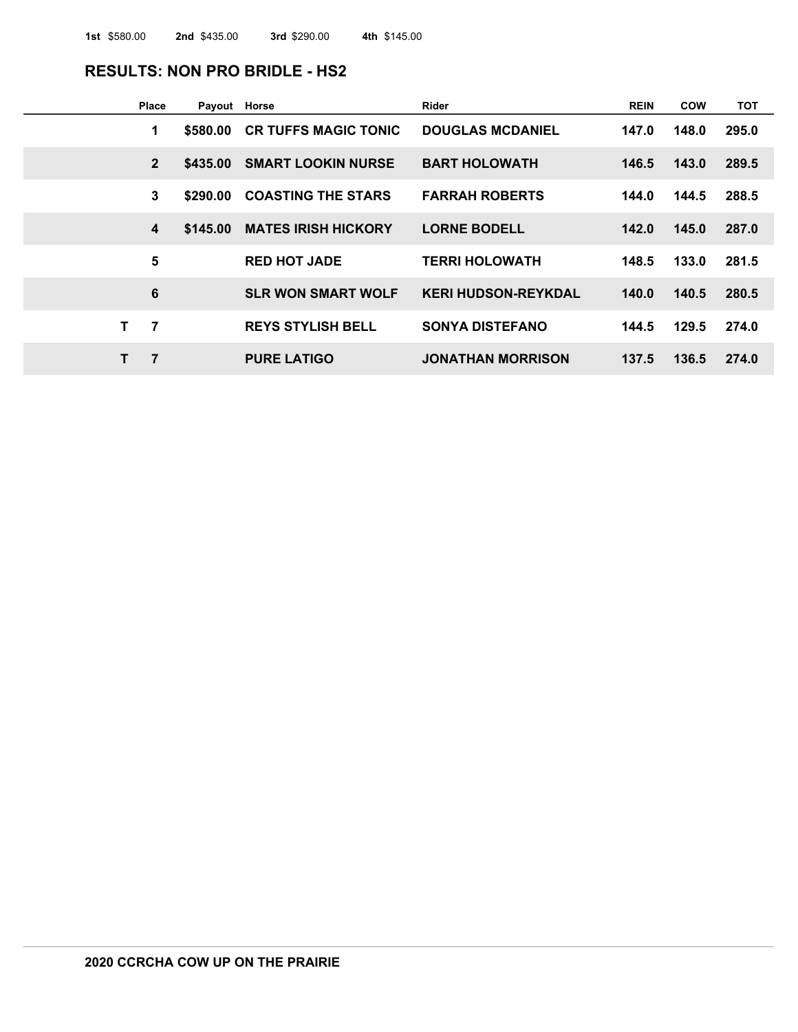**1st** $580.00 **2nd** $435.00 **3rd** $290.00 **4th** $145.00

## RESULTS: NON PRO BRIDLE - HS2

| | Place | Payout | Horse | Rider | REIN | COW | TOT |
|---|---|---|---|---|---|---|---|
| | 1 | $580.00 | CR TUFFS MAGIC TONIC | DOUGLAS MCDANIEL | 147.0 | 148.0 | 295.0 |
| | 2 | $435.00 | SMART LOOKIN NURSE | BART HOLOWATH | 146.5 | 143.0 | 289.5 |
| | 3 | $290.00 | COASTING THE STARS | FARRAH ROBERTS | 144.0 | 144.5 | 288.5 |
| | 4 | $145.00 | MATES IRISH HICKORY | LORNE BODELL | 142.0 | 145.0 | 287.0 |
| | 5 | | RED HOT JADE | TERRI HOLOWATH | 148.5 | 133.0 | 281.5 |
| | 6 | | SLR WON SMART WOLF | KERI HUDSON-REYKDAL | 140.0 | 140.5 | 280.5 |
| T | 7 | | REYS STYLISH BELL | SONYA DISTEFANO | 144.5 | 129.5 | 274.0 |
| T | 7 | | PURE LATIGO | JONATHAN MORRISON | 137.5 | 136.5 | 274.0 |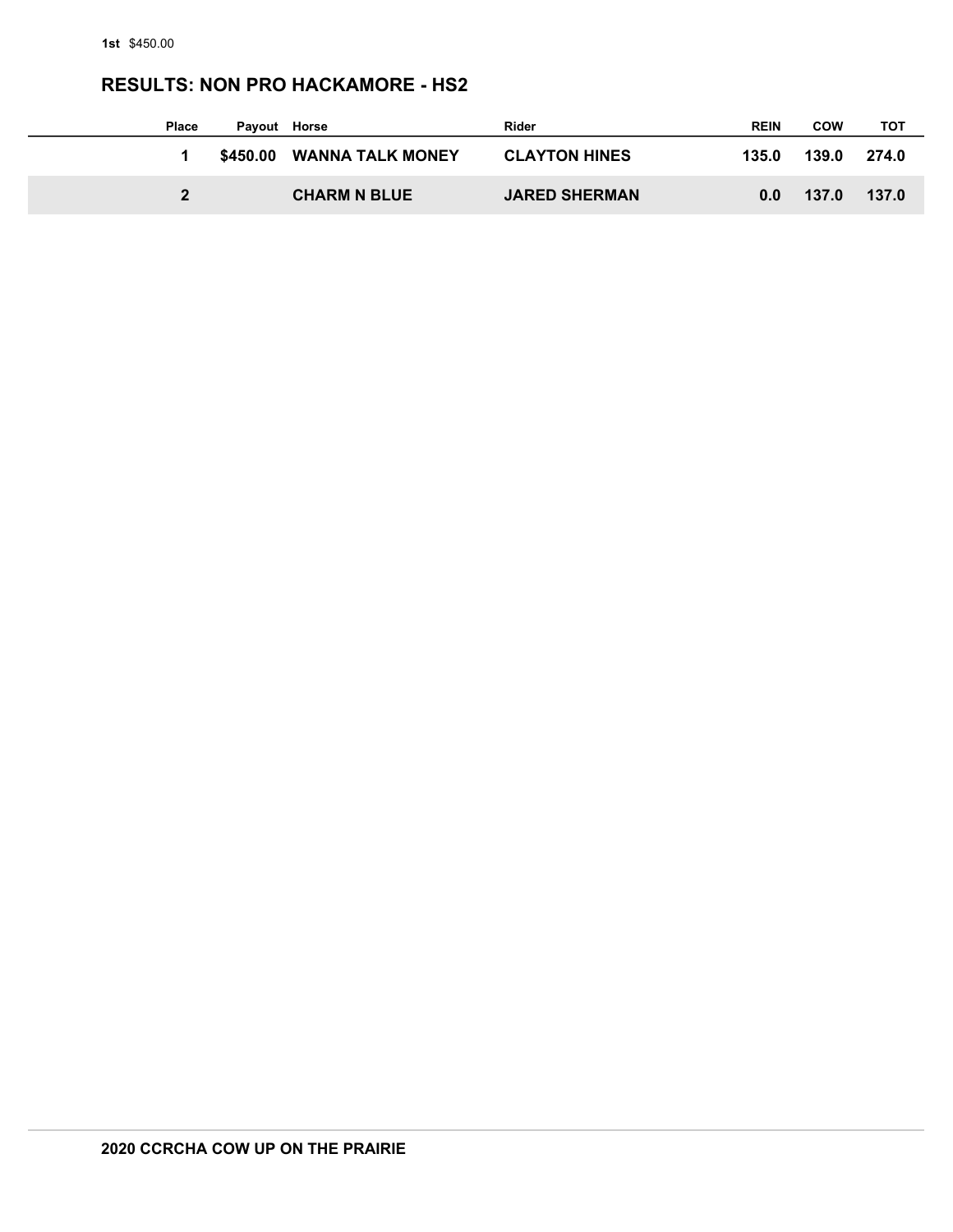**1st** $450.00

## RESULTS: NON PRO HACKAMORE - HS2

| Place | Payout | Horse | Rider | REIN | COW | TOT |
|---|---|---|---|---|---|---|
| 1 | $450.00 | WANNA TALK MONEY | CLAYTON HINES | 135.0 | 139.0 | 274.0 |
| 2 | | CHARM N BLUE | JARED SHERMAN | 0.0 | 137.0 | 137.0 |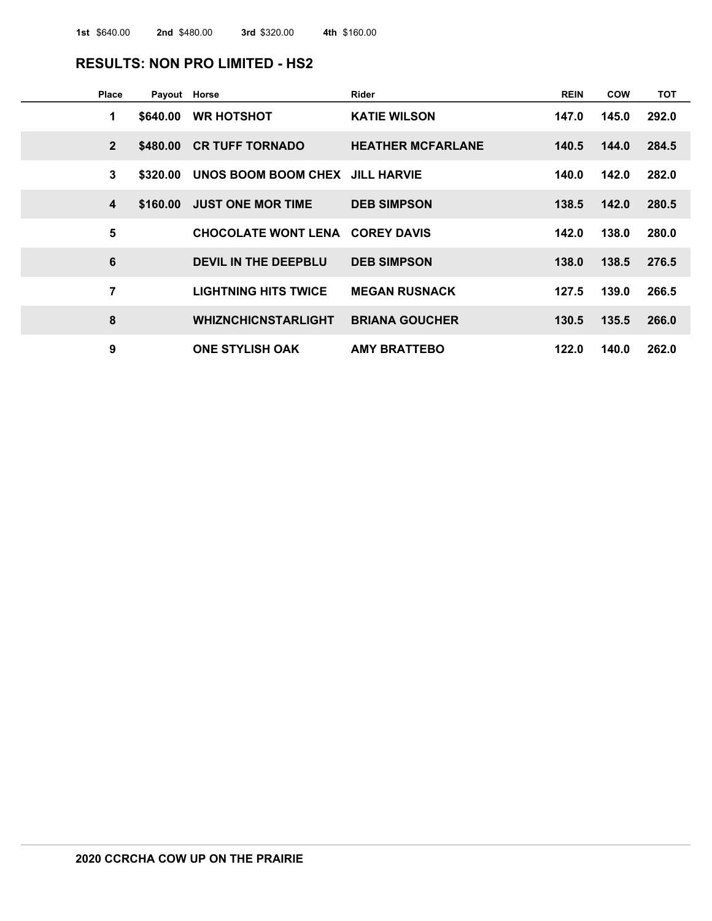**1st** $640.00 **2nd** $480.00 **3rd** $320.00 **4th** $160.00

## RESULTS: NON PRO LIMITED - HS2

| Place | Payout | Horse | Rider | REIN | COW | TOT |
|---|---|---|---|---|---|---|
| 1 | $640.00 | WR HOTSHOT | KATIE WILSON | 147.0 | 145.0 | 292.0 |
| 2 | $480.00 | CR TUFF TORNADO | HEATHER MCFARLANE | 140.5 | 144.0 | 284.5 |
| 3 | $320.00 | UNOS BOOM BOOM CHEX | JILL HARVIE | 140.0 | 142.0 | 282.0 |
| 4 | $160.00 | JUST ONE MOR TIME | DEB SIMPSON | 138.5 | 142.0 | 280.5 |
| 5 | | CHOCOLATE WONT LENA | COREY DAVIS | 142.0 | 138.0 | 280.0 |
| 6 | | DEVIL IN THE DEEPBLU | DEB SIMPSON | 138.0 | 138.5 | 276.5 |
| 7 | | LIGHTNING HITS TWICE | MEGAN RUSNACK | 127.5 | 139.0 | 266.5 |
| 8 | | WHIZNCHICNSTARLIGHT | BRIANA GOUCHER | 130.5 | 135.5 | 266.0 |
| 9 | | ONE STYLISH OAK | AMY BRATTEBO | 122.0 | 140.0 | 262.0 |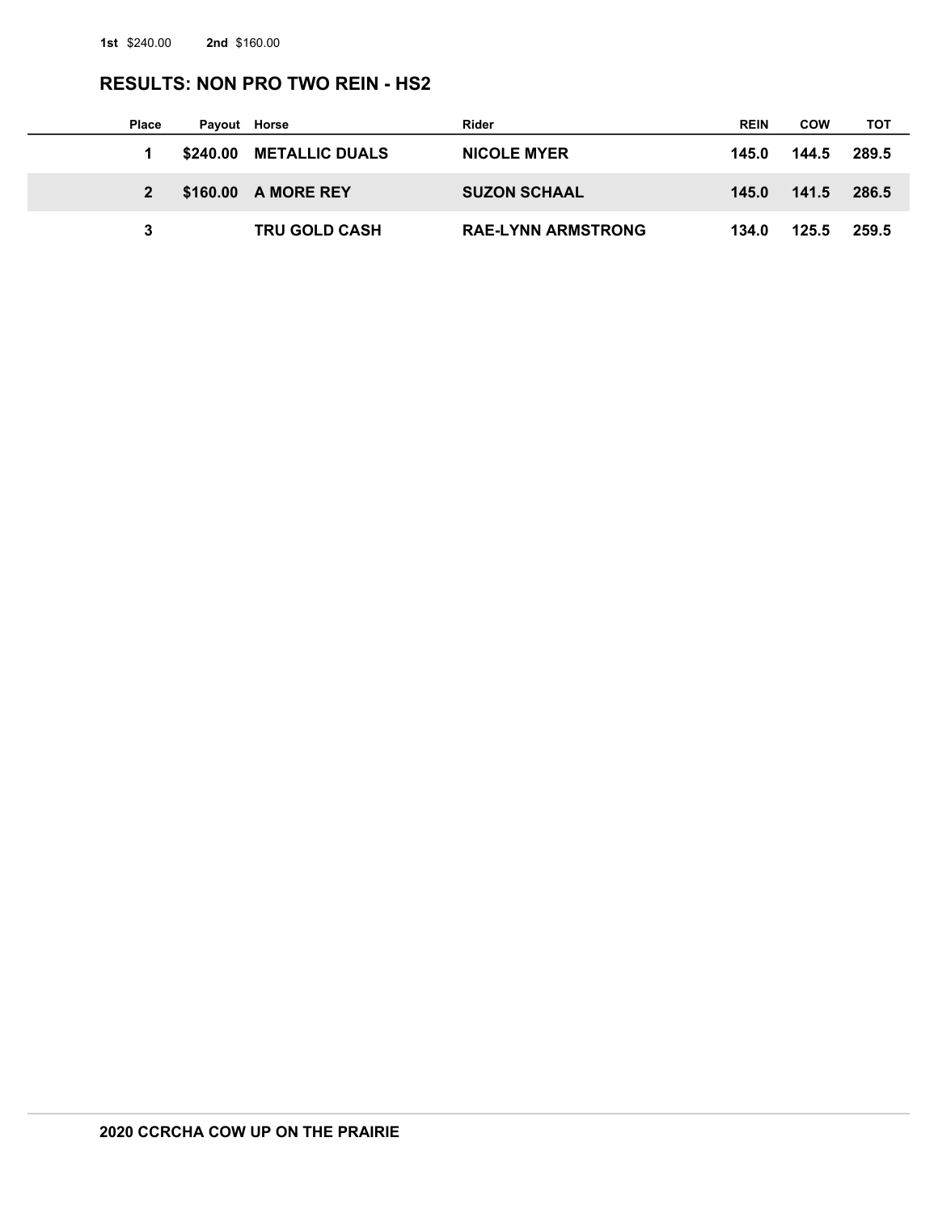**1st** $240.00 **2nd** $160.00

## RESULTS: NON PRO TWO REIN - HS2

| Place | Payout | Horse | Rider | REIN | COW | TOT |
|---|---|---|---|---|---|---|
| 1 | $240.00 | METALLIC DUALS | NICOLE MYER | 145.0 | 144.5 | 289.5 |
| 2 | $160.00 | A MORE REY | SUZON SCHAAL | 145.0 | 141.5 | 286.5 |
| 3 | | TRU GOLD CASH | RAE-LYNN ARMSTRONG | 134.0 | 125.5 | 259.5 |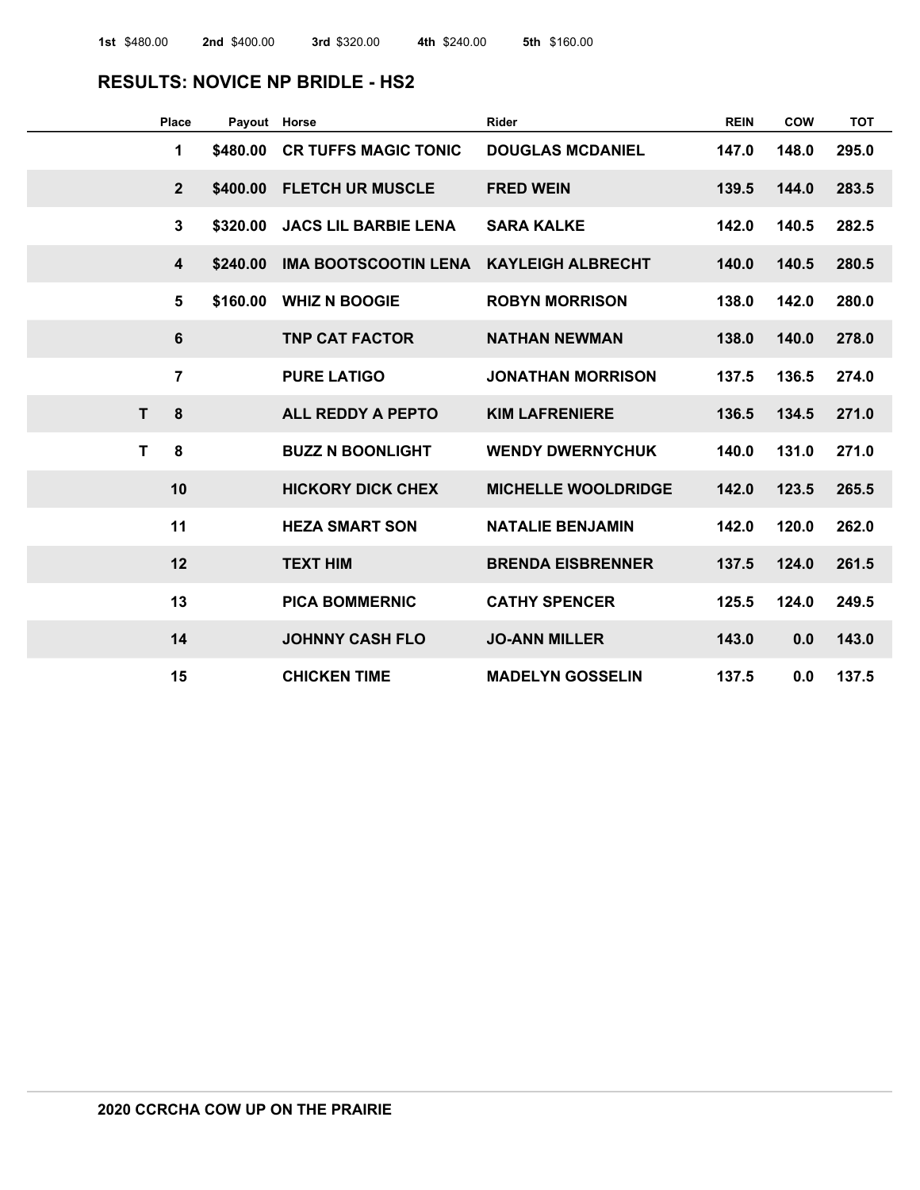**1st** $480.00 **2nd** $400.00 **3rd** $320.00 **4th** $240.00 **5th** $160.00

## RESULTS: NOVICE NP BRIDLE - HS2

| | Place | Payout | Horse | Rider | REIN | COW | TOT |
|---|---|---|---|---|---|---|---|
| | 1 | $480.00 | CR TUFFS MAGIC TONIC | DOUGLAS MCDANIEL | 147.0 | 148.0 | 295.0 |
| | 2 | $400.00 | FLETCH UR MUSCLE | FRED WEIN | 139.5 | 144.0 | 283.5 |
| | 3 | $320.00 | JACS LIL BARBIE LENA | SARA KALKE | 142.0 | 140.5 | 282.5 |
| | 4 | $240.00 | IMA BOOTSCOOTIN LENA | KAYLEIGH ALBRECHT | 140.0 | 140.5 | 280.5 |
| | 5 | $160.00 | WHIZ N BOOGIE | ROBYN MORRISON | 138.0 | 142.0 | 280.0 |
| | 6 | | TNP CAT FACTOR | NATHAN NEWMAN | 138.0 | 140.0 | 278.0 |
| | 7 | | PURE LATIGO | JONATHAN MORRISON | 137.5 | 136.5 | 274.0 |
| T | 8 | | ALL REDDY A PEPTO | KIM LAFRENIERE | 136.5 | 134.5 | 271.0 |
| T | 8 | | BUZZ N BOONLIGHT | WENDY DWERNYCHUK | 140.0 | 131.0 | 271.0 |
| | 10 | | HICKORY DICK CHEX | MICHELLE WOOLDRIDGE | 142.0 | 123.5 | 265.5 |
| | 11 | | HEZA SMART SON | NATALIE BENJAMIN | 142.0 | 120.0 | 262.0 |
| | 12 | | TEXT HIM | BRENDA EISBRENNER | 137.5 | 124.0 | 261.5 |
| | 13 | | PICA BOMMERNIC | CATHY SPENCER | 125.5 | 124.0 | 249.5 |
| | 14 | | JOHNNY CASH FLO | JO-ANN MILLER | 143.0 | 0.0 | 143.0 |
| | 15 | | CHICKEN TIME | MADELYN GOSSELIN | 137.5 | 0.0 | 137.5 |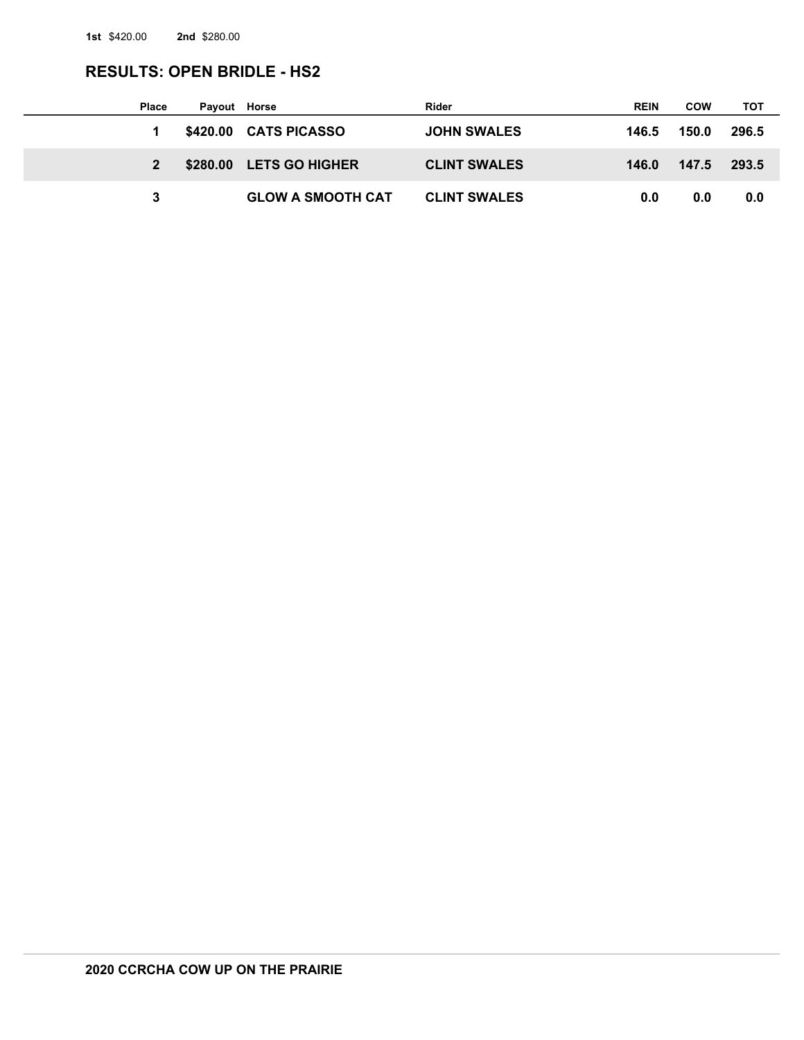**1st** $420.00 **2nd** $280.00

## RESULTS: OPEN BRIDLE - HS2

| Place | Payout | Horse | Rider | REIN | COW | TOT |
|---|---|---|---|---|---|---|
| 1 | $420.00 | CATS PICASSO | JOHN SWALES | 146.5 | 150.0 | 296.5 |
| 2 | $280.00 | LETS GO HIGHER | CLINT SWALES | 146.0 | 147.5 | 293.5 |
| 3 | | GLOW A SMOOTH CAT | CLINT SWALES | 0.0 | 0.0 | 0.0 |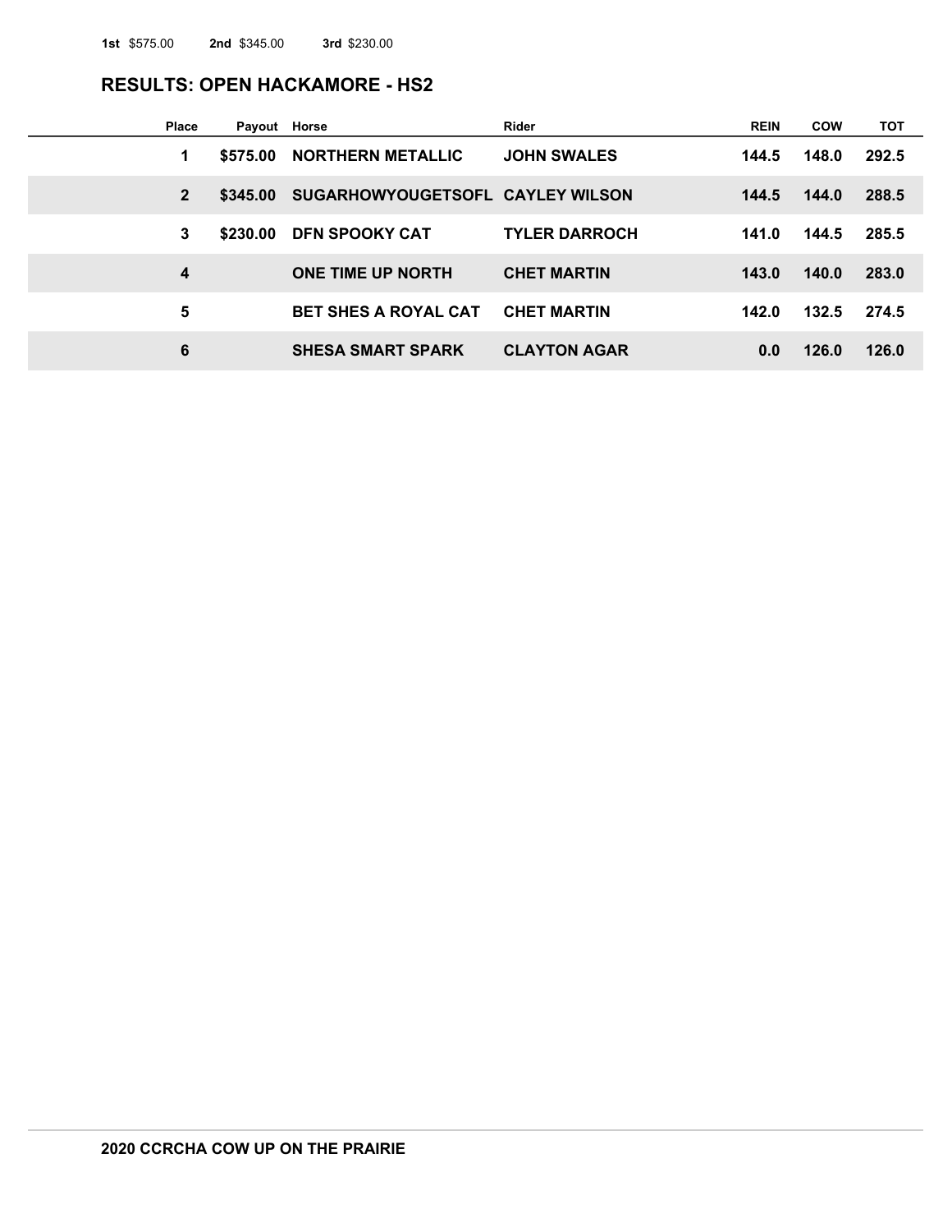**1st** $575.00 **2nd** $345.00 **3rd** $230.00

## RESULTS: OPEN HACKAMORE - HS2

| Place | Payout | Horse | Rider | REIN | COW | TOT |
|---|---|---|---|---|---|---|
| 1 | $575.00 | NORTHERN METALLIC | JOHN SWALES | 144.5 | 148.0 | 292.5 |
| 2 | $345.00 | SUGARHOWYOUGETSOFL | CAYLEY WILSON | 144.5 | 144.0 | 288.5 |
| 3 | $230.00 | DFN SPOOKY CAT | TYLER DARROCH | 141.0 | 144.5 | 285.5 |
| 4 | | ONE TIME UP NORTH | CHET MARTIN | 143.0 | 140.0 | 283.0 |
| 5 | | BET SHES A ROYAL CAT | CHET MARTIN | 142.0 | 132.5 | 274.5 |
| 6 | | SHESA SMART SPARK | CLAYTON AGAR | 0.0 | 126.0 | 126.0 |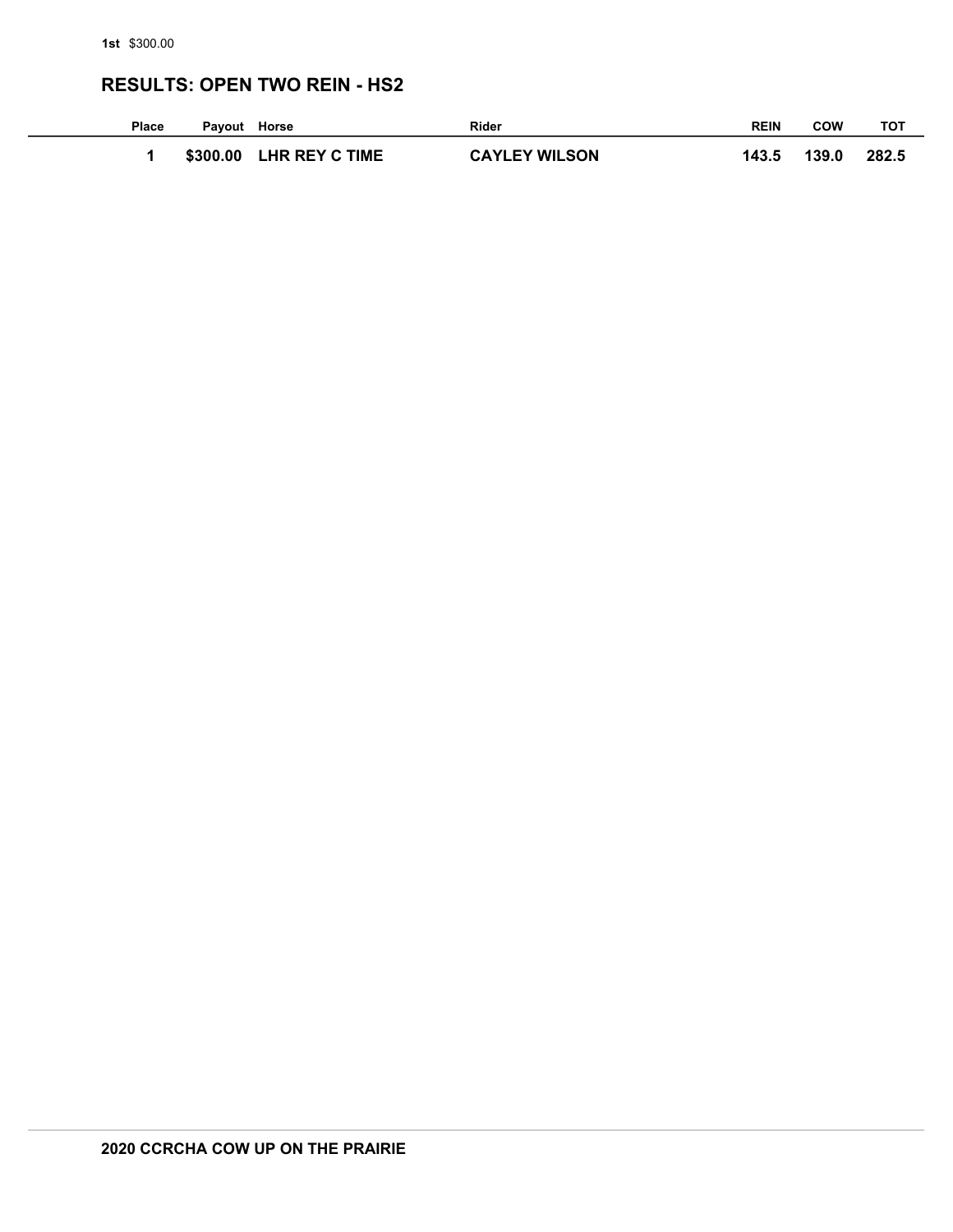**1st** $300.00

## RESULTS: OPEN TWO REIN - HS2

| Place | Payout | Horse | Rider | REIN | COW | TOT |
|---|---|---|---|---|---|---|
| 1 | $300.00 | LHR REY C TIME | CAYLEY WILSON | 143.5 | 139.0 | 282.5 |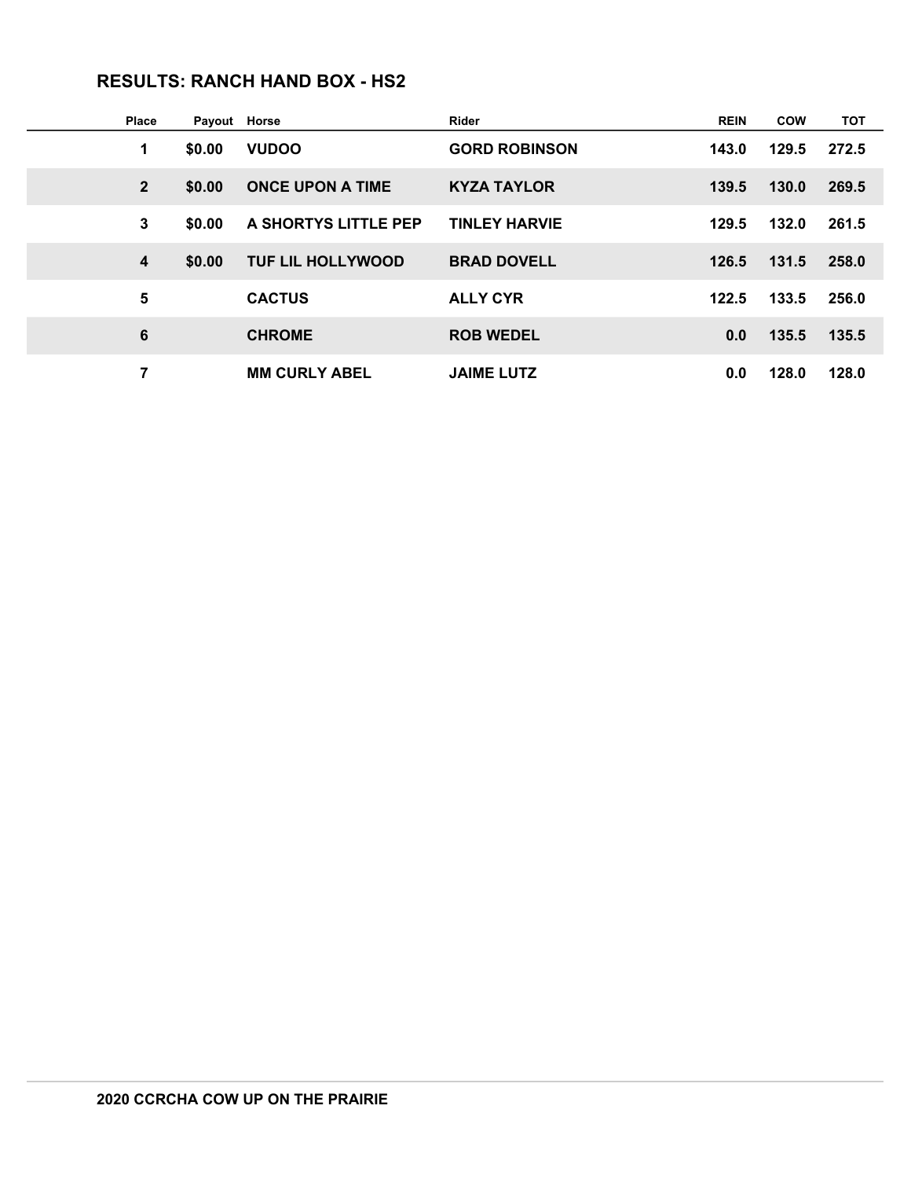## RESULTS: RANCH HAND BOX - HS2

| Place | Payout | Horse | Rider | REIN | COW | TOT |
|---|---|---|---|---|---|---|
| 1 | $0.00 | VUDOO | GORD ROBINSON | 143.0 | 129.5 | 272.5 |
| 2 | $0.00 | ONCE UPON A TIME | KYZA TAYLOR | 139.5 | 130.0 | 269.5 |
| 3 | $0.00 | A SHORTYS LITTLE PEP | TINLEY HARVIE | 129.5 | 132.0 | 261.5 |
| 4 | $0.00 | TUF LIL HOLLYWOOD | BRAD DOVELL | 126.5 | 131.5 | 258.0 |
| 5 | | CACTUS | ALLY CYR | 122.5 | 133.5 | 256.0 |
| 6 | | CHROME | ROB WEDEL | 0.0 | 135.5 | 135.5 |
| 7 | | MM CURLY ABEL | JAIME LUTZ | 0.0 | 128.0 | 128.0 |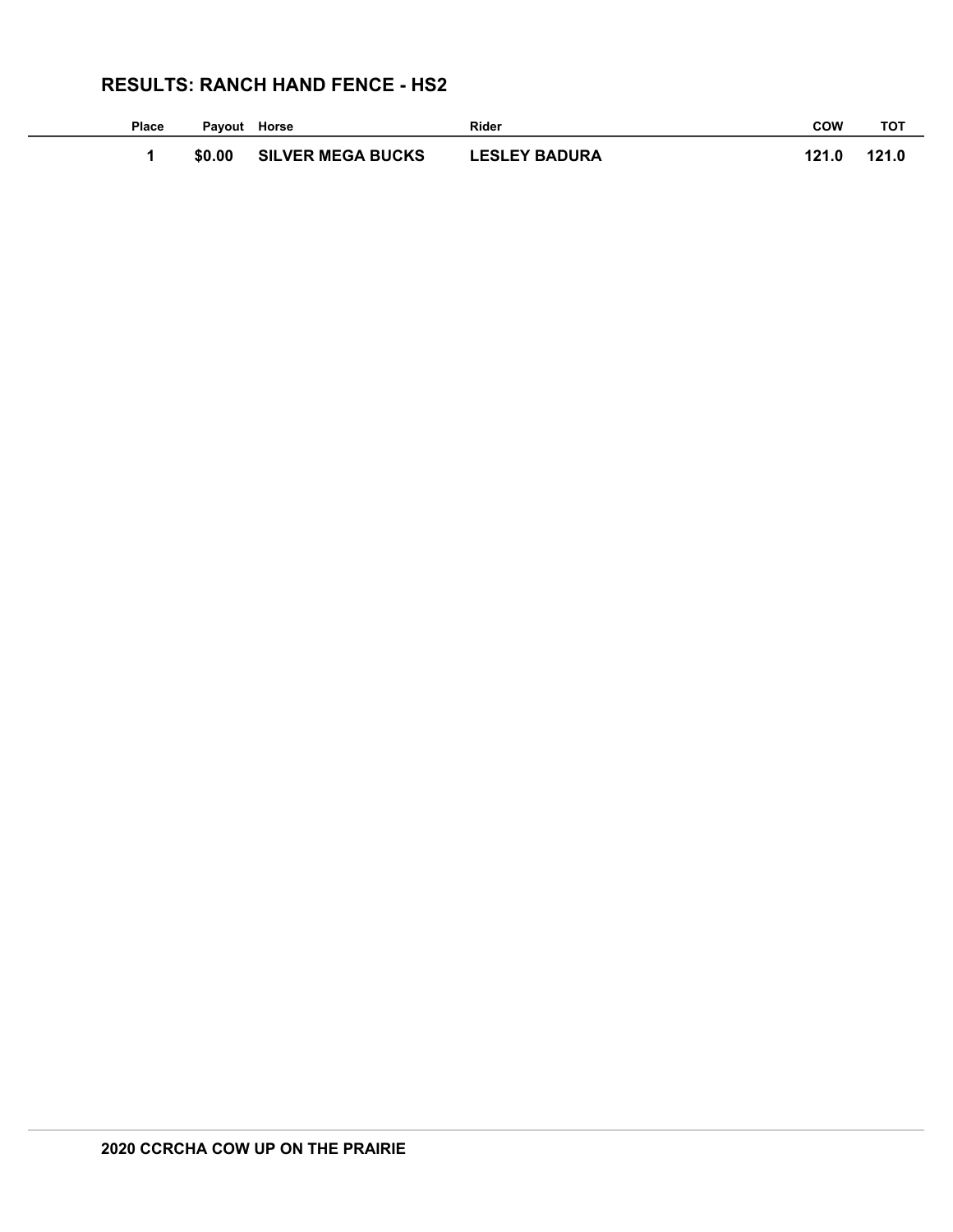## RESULTS: RANCH HAND FENCE - HS2

| Place | Payout | Horse | Rider | COW | TOT |
|---|---|---|---|---|---|
| 1 | $0.00 | SILVER MEGA BUCKS | LESLEY BADURA | 121.0 | 121.0 |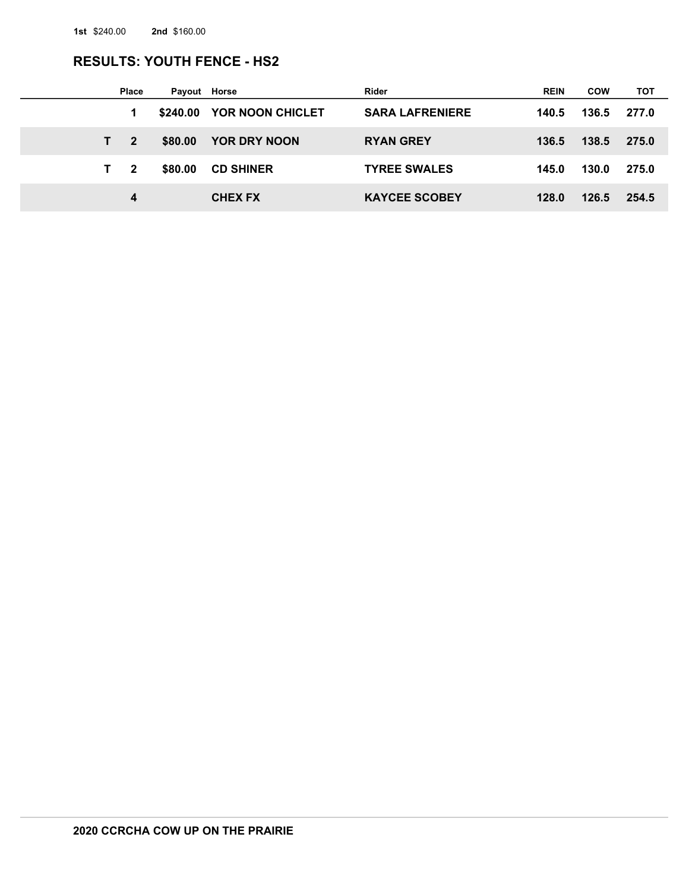**1st** $240.00 **2nd** $160.00

## RESULTS: YOUTH FENCE - HS2

| | Place | Payout | Horse | Rider | REIN | COW | TOT |
|---|---|---|---|---|---|---|---|
| | 1 | $240.00 | YOR NOON CHICLET | SARA LAFRENIERE | 140.5 | 136.5 | 277.0 |
| T | 2 | $80.00 | YOR DRY NOON | RYAN GREY | 136.5 | 138.5 | 275.0 |
| T | 2 | $80.00 | CD SHINER | TYREE SWALES | 145.0 | 130.0 | 275.0 |
| | 4 | | CHEX FX | KAYCEE SCOBEY | 128.0 | 126.5 | 254.5 |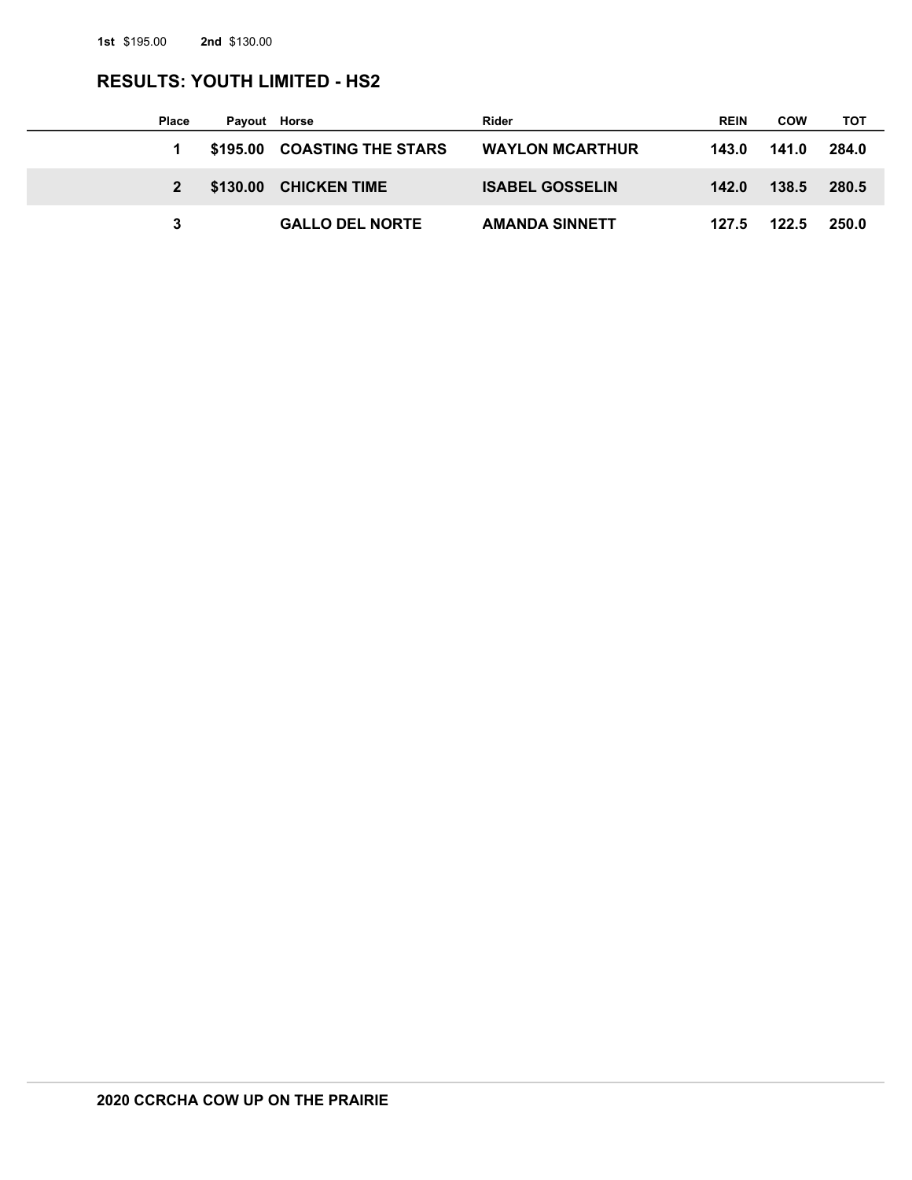**1st** $195.00 **2nd** $130.00

## RESULTS: YOUTH LIMITED - HS2

| Place | Payout | Horse | Rider | REIN | COW | TOT |
|---|---|---|---|---|---|---|
| 1 | $195.00 | COASTING THE STARS | WAYLON MCARTHUR | 143.0 | 141.0 | 284.0 |
| 2 | $130.00 | CHICKEN TIME | ISABEL GOSSELIN | 142.0 | 138.5 | 280.5 |
| 3 | | GALLO DEL NORTE | AMANDA SINNETT | 127.5 | 122.5 | 250.0 |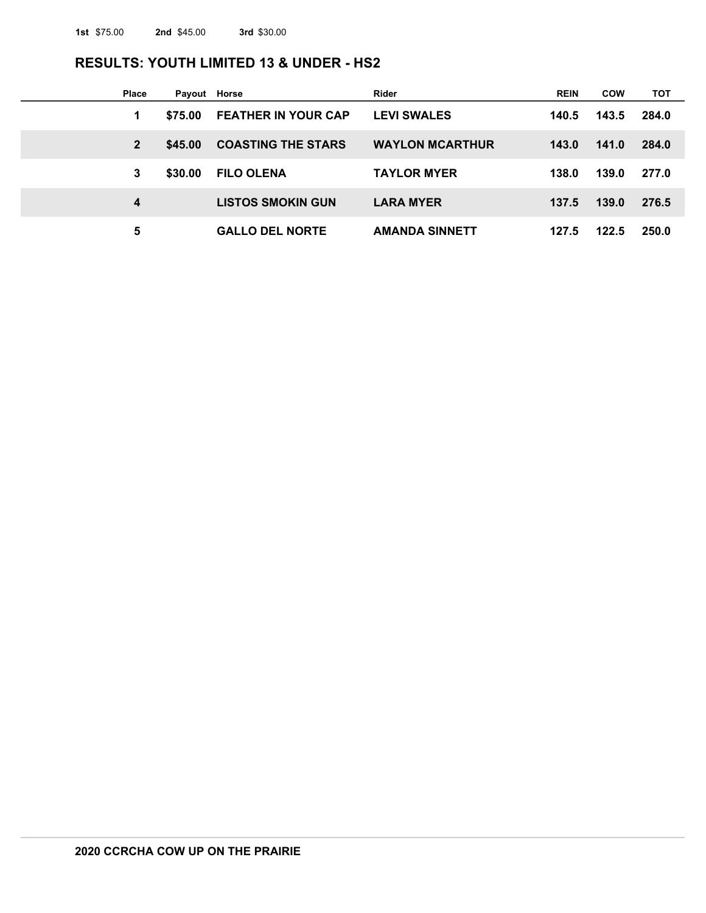**1st** $75.00 **2nd** $45.00 **3rd** $30.00

## RESULTS: YOUTH LIMITED 13 & UNDER - HS2

| Place | Payout | Horse | Rider | REIN | COW | TOT |
|---|---|---|---|---|---|---|
| 1 | $75.00 | FEATHER IN YOUR CAP | LEVI SWALES | 140.5 | 143.5 | 284.0 |
| 2 | $45.00 | COASTING THE STARS | WAYLON MCARTHUR | 143.0 | 141.0 | 284.0 |
| 3 | $30.00 | FILO OLENA | TAYLOR MYER | 138.0 | 139.0 | 277.0 |
| 4 | | LISTOS SMOKIN GUN | LARA MYER | 137.5 | 139.0 | 276.5 |
| 5 | | GALLO DEL NORTE | AMANDA SINNETT | 127.5 | 122.5 | 250.0 |